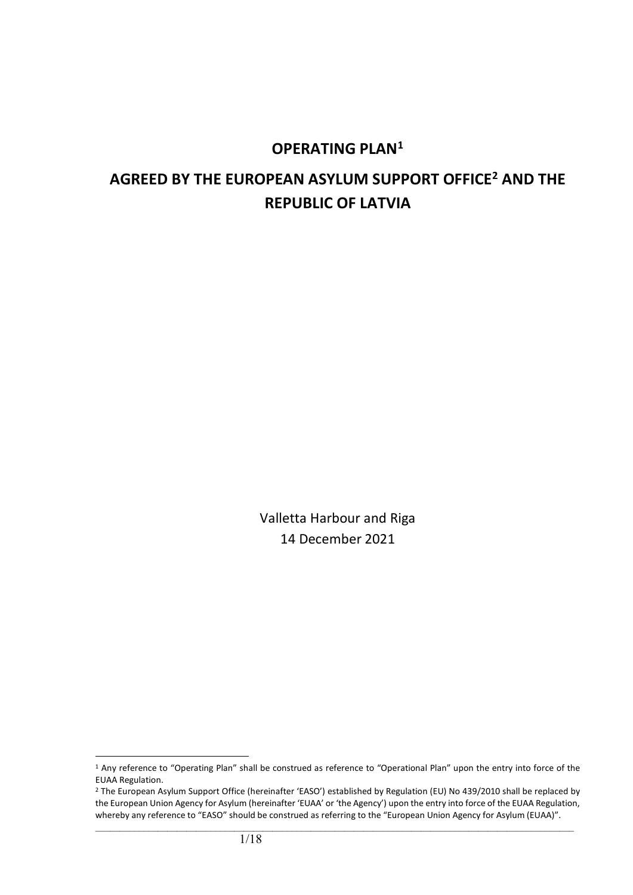# OPERATING PLAN[1]

# AGREED BY THE EUROPEAN ASYLUM SUPPORT OFFICE[2] AND THE REPUBLIC OF LATVIA

Valletta Harbour and Riga
14 December 2021

---

[1] Any reference to "Operating Plan" shall be construed as reference to "Operational Plan" upon the entry into force of the EUAA Regulation.

[2] The European Asylum Support Office (hereinafter 'EASO') established by Regulation (EU) No 439/2010 shall be replaced by the European Union Agency for Asylum (hereinafter 'EUAA' or 'the Agency') upon the entry into force of the EUAA Regulation, whereby any reference to "EASO" should be construed as referring to the "European Union Agency for Asylum (EUAA)".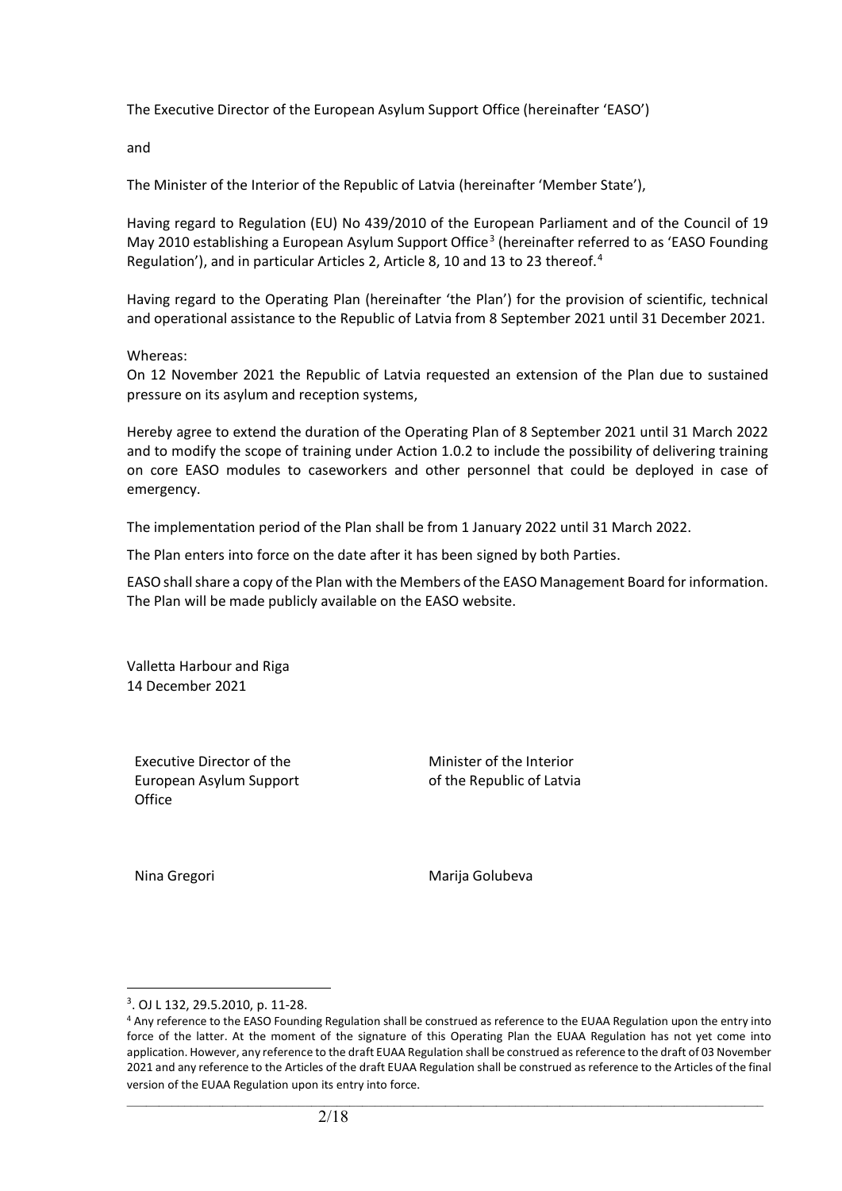The Executive Director of the European Asylum Support Office (hereinafter 'EASO')

and

The Minister of the Interior of the Republic of Latvia (hereinafter 'Member State'),

Having regard to Regulation (EU) No 439/2010 of the European Parliament and of the Council of 19 May 2010 establishing a European Asylum Support Office[3] (hereinafter referred to as 'EASO Founding Regulation'), and in particular Articles 2, Article 8, 10 and 13 to 23 thereof.[4]

Having regard to the Operating Plan (hereinafter 'the Plan') for the provision of scientific, technical and operational assistance to the Republic of Latvia from 8 September 2021 until 31 December 2021.

Whereas:
On 12 November 2021 the Republic of Latvia requested an extension of the Plan due to sustained pressure on its asylum and reception systems,

Hereby agree to extend the duration of the Operating Plan of 8 September 2021 until 31 March 2022 and to modify the scope of training under Action 1.0.2 to include the possibility of delivering training on core EASO modules to caseworkers and other personnel that could be deployed in case of emergency.

The implementation period of the Plan shall be from 1 January 2022 until 31 March 2022.

The Plan enters into force on the date after it has been signed by both Parties.

EASO shall share a copy of the Plan with the Members of the EASO Management Board for information. The Plan will be made publicly available on the EASO website.

Valletta Harbour and Riga
14 December 2021

| Executive Director of the European Asylum Support Office | Minister of the Interior of the Republic of Latvia |
|---|---|
| Nina Gregori | Marija Golubeva |

[3]. OJ L 132, 29.5.2010, p. 11-28.

[4] Any reference to the EASO Founding Regulation shall be construed as reference to the EUAA Regulation upon the entry into force of the latter. At the moment of the signature of this Operating Plan the EUAA Regulation has not yet come into application. However, any reference to the draft EUAA Regulation shall be construed as reference to the draft of 03 November 2021 and any reference to the Articles of the draft EUAA Regulation shall be construed as reference to the Articles of the final version of the EUAA Regulation upon its entry into force.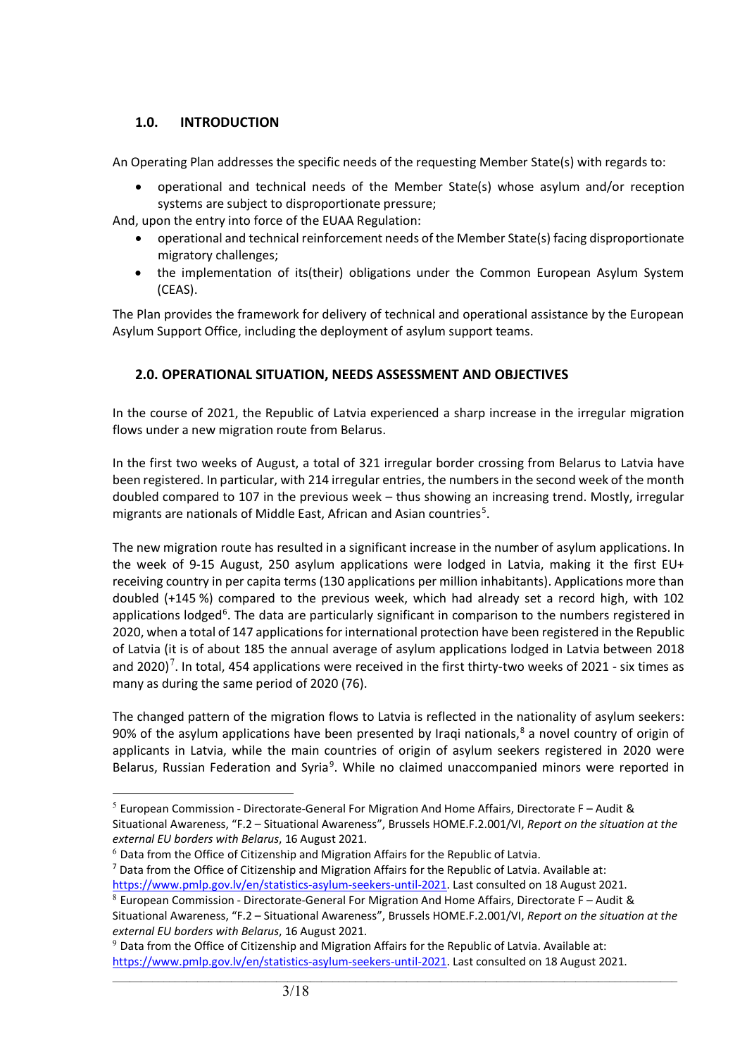## 1.0. INTRODUCTION

An Operating Plan addresses the specific needs of the requesting Member State(s) with regards to:

- operational and technical needs of the Member State(s) whose asylum and/or reception systems are subject to disproportionate pressure;

And, upon the entry into force of the EUAA Regulation:

- operational and technical reinforcement needs of the Member State(s) facing disproportionate migratory challenges;
- the implementation of its(their) obligations under the Common European Asylum System (CEAS).

The Plan provides the framework for delivery of technical and operational assistance by the European Asylum Support Office, including the deployment of asylum support teams.

## 2.0. OPERATIONAL SITUATION, NEEDS ASSESSMENT AND OBJECTIVES

In the course of 2021, the Republic of Latvia experienced a sharp increase in the irregular migration flows under a new migration route from Belarus.

In the first two weeks of August, a total of 321 irregular border crossing from Belarus to Latvia have been registered. In particular, with 214 irregular entries, the numbers in the second week of the month doubled compared to 107 in the previous week – thus showing an increasing trend. Mostly, irregular migrants are nationals of Middle East, African and Asian countries[5].

The new migration route has resulted in a significant increase in the number of asylum applications. In the week of 9-15 August, 250 asylum applications were lodged in Latvia, making it the first EU+ receiving country in per capita terms (130 applications per million inhabitants). Applications more than doubled (+145 %) compared to the previous week, which had already set a record high, with 102 applications lodged[6]. The data are particularly significant in comparison to the numbers registered in 2020, when a total of 147 applications for international protection have been registered in the Republic of Latvia (it is of about 185 the annual average of asylum applications lodged in Latvia between 2018 and 2020)[7]. In total, 454 applications were received in the first thirty-two weeks of 2021 - six times as many as during the same period of 2020 (76).

The changed pattern of the migration flows to Latvia is reflected in the nationality of asylum seekers: 90% of the asylum applications have been presented by Iraqi nationals,[8] a novel country of origin of applicants in Latvia, while the main countries of origin of asylum seekers registered in 2020 were Belarus, Russian Federation and Syria[9]. While no claimed unaccompanied minors were reported in

---

[5] European Commission - Directorate-General For Migration And Home Affairs, Directorate F – Audit & Situational Awareness, "F.2 – Situational Awareness", Brussels HOME.F.2.001/VI, *Report on the situation at the external EU borders with Belarus*, 16 August 2021.

[6] Data from the Office of Citizenship and Migration Affairs for the Republic of Latvia.

[7] Data from the Office of Citizenship and Migration Affairs for the Republic of Latvia. Available at: https://www.pmlp.gov.lv/en/statistics-asylum-seekers-until-2021. Last consulted on 18 August 2021.

[8] European Commission - Directorate-General For Migration And Home Affairs, Directorate F – Audit & Situational Awareness, "F.2 – Situational Awareness", Brussels HOME.F.2.001/VI, *Report on the situation at the external EU borders with Belarus*, 16 August 2021.

[9] Data from the Office of Citizenship and Migration Affairs for the Republic of Latvia. Available at: https://www.pmlp.gov.lv/en/statistics-asylum-seekers-until-2021. Last consulted on 18 August 2021.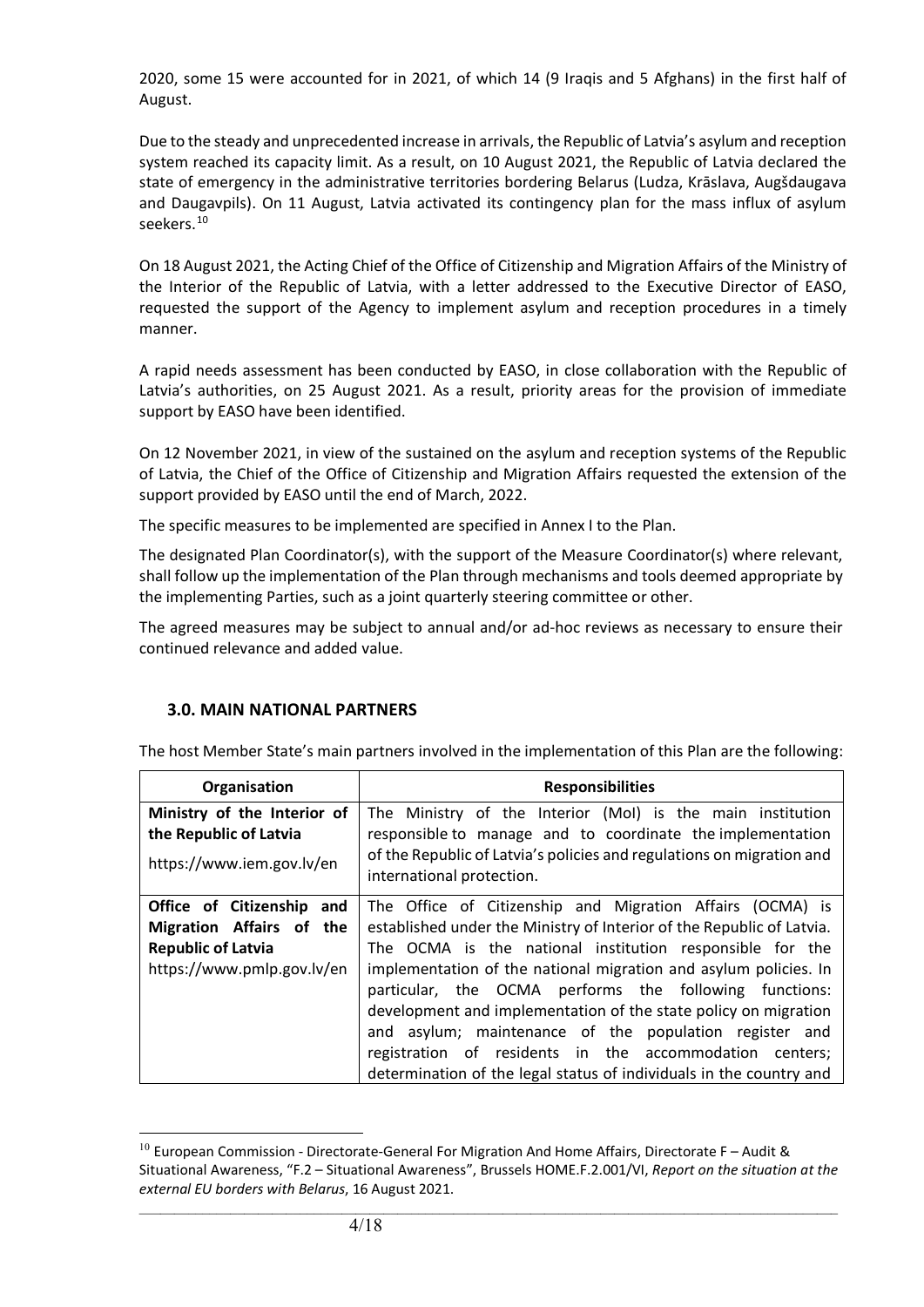2020, some 15 were accounted for in 2021, of which 14 (9 Iraqis and 5 Afghans) in the first half of August.

Due to the steady and unprecedented increase in arrivals, the Republic of Latvia's asylum and reception system reached its capacity limit. As a result, on 10 August 2021, the Republic of Latvia declared the state of emergency in the administrative territories bordering Belarus (Ludza, Krāslava, Augšdaugava and Daugavpils). On 11 August, Latvia activated its contingency plan for the mass influx of asylum seekers.[10]

On 18 August 2021, the Acting Chief of the Office of Citizenship and Migration Affairs of the Ministry of the Interior of the Republic of Latvia, with a letter addressed to the Executive Director of EASO, requested the support of the Agency to implement asylum and reception procedures in a timely manner.

A rapid needs assessment has been conducted by EASO, in close collaboration with the Republic of Latvia's authorities, on 25 August 2021. As a result, priority areas for the provision of immediate support by EASO have been identified.

On 12 November 2021, in view of the sustained on the asylum and reception systems of the Republic of Latvia, the Chief of the Office of Citizenship and Migration Affairs requested the extension of the support provided by EASO until the end of March, 2022.

The specific measures to be implemented are specified in Annex I to the Plan.

The designated Plan Coordinator(s), with the support of the Measure Coordinator(s) where relevant, shall follow up the implementation of the Plan through mechanisms and tools deemed appropriate by the implementing Parties, such as a joint quarterly steering committee or other.

The agreed measures may be subject to annual and/or ad-hoc reviews as necessary to ensure their continued relevance and added value.

## 3.0. MAIN NATIONAL PARTNERS

The host Member State's main partners involved in the implementation of this Plan are the following:

| Organisation | Responsibilities |
|---|---|
| **Ministry of the Interior of the Republic of Latvia** https://www.iem.gov.lv/en | The Ministry of the Interior (MoI) is the main institution responsible to manage and to coordinate the implementation of the Republic of Latvia's policies and regulations on migration and international protection. |
| **Office of Citizenship and Migration Affairs of the Republic of Latvia** https://www.pmlp.gov.lv/en | The Office of Citizenship and Migration Affairs (OCMA) is established under the Ministry of Interior of the Republic of Latvia. The OCMA is the national institution responsible for the implementation of the national migration and asylum policies. In particular, the OCMA performs the following functions: development and implementation of the state policy on migration and asylum; maintenance of the population register and registration of residents in the accommodation centers; determination of the legal status of individuals in the country and |

[10] European Commission - Directorate-General For Migration And Home Affairs, Directorate F – Audit & Situational Awareness, "F.2 – Situational Awareness", Brussels HOME.F.2.001/VI, *Report on the situation at the external EU borders with Belarus*, 16 August 2021.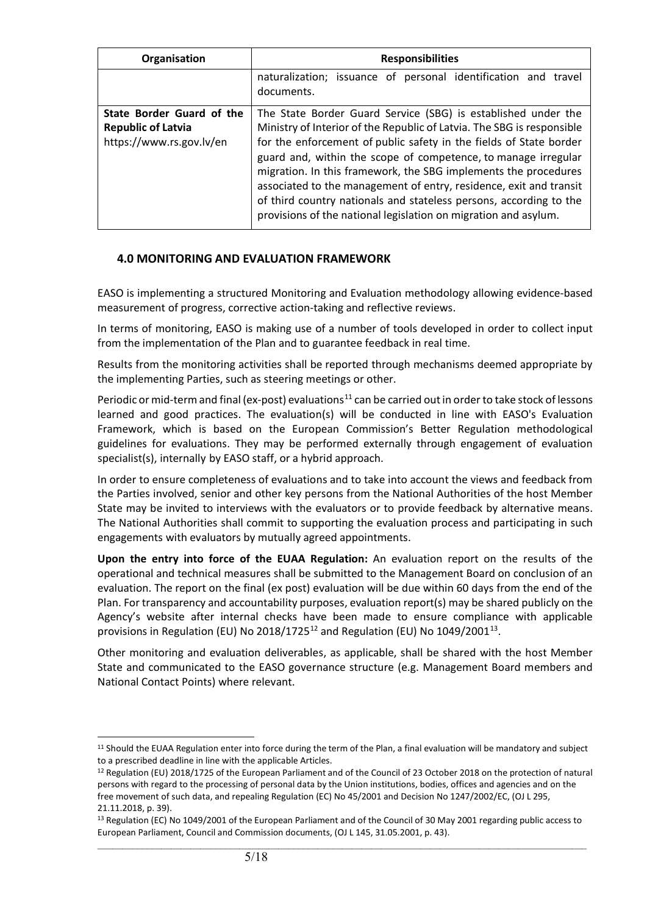| Organisation | Responsibilities |
| --- | --- |
| | naturalization; issuance of personal identification and travel documents. |
| **State Border Guard of the Republic of Latvia** https://www.rs.gov.lv/en | The State Border Guard Service (SBG) is established under the Ministry of Interior of the Republic of Latvia. The SBG is responsible for the enforcement of public safety in the fields of State border guard and, within the scope of competence, to manage irregular migration. In this framework, the SBG implements the procedures associated to the management of entry, residence, exit and transit of third country nationals and stateless persons, according to the provisions of the national legislation on migration and asylum. |

## 4.0 MONITORING AND EVALUATION FRAMEWORK

EASO is implementing a structured Monitoring and Evaluation methodology allowing evidence-based measurement of progress, corrective action-taking and reflective reviews.

In terms of monitoring, EASO is making use of a number of tools developed in order to collect input from the implementation of the Plan and to guarantee feedback in real time.

Results from the monitoring activities shall be reported through mechanisms deemed appropriate by the implementing Parties, such as steering meetings or other.

Periodic or mid-term and final (ex-post) evaluations[11] can be carried out in order to take stock of lessons learned and good practices. The evaluation(s) will be conducted in line with EASO's Evaluation Framework, which is based on the European Commission's Better Regulation methodological guidelines for evaluations. They may be performed externally through engagement of evaluation specialist(s), internally by EASO staff, or a hybrid approach.

In order to ensure completeness of evaluations and to take into account the views and feedback from the Parties involved, senior and other key persons from the National Authorities of the host Member State may be invited to interviews with the evaluators or to provide feedback by alternative means. The National Authorities shall commit to supporting the evaluation process and participating in such engagements with evaluators by mutually agreed appointments.

**Upon the entry into force of the EUAA Regulation:** An evaluation report on the results of the operational and technical measures shall be submitted to the Management Board on conclusion of an evaluation. The report on the final (ex post) evaluation will be due within 60 days from the end of the Plan. For transparency and accountability purposes, evaluation report(s) may be shared publicly on the Agency's website after internal checks have been made to ensure compliance with applicable provisions in Regulation (EU) No 2018/1725[12] and Regulation (EU) No 1049/2001[13].

Other monitoring and evaluation deliverables, as applicable, shall be shared with the host Member State and communicated to the EASO governance structure (e.g. Management Board members and National Contact Points) where relevant.

---

[11] Should the EUAA Regulation enter into force during the term of the Plan, a final evaluation will be mandatory and subject to a prescribed deadline in line with the applicable Articles.

[12] Regulation (EU) 2018/1725 of the European Parliament and of the Council of 23 October 2018 on the protection of natural persons with regard to the processing of personal data by the Union institutions, bodies, offices and agencies and on the free movement of such data, and repealing Regulation (EC) No 45/2001 and Decision No 1247/2002/EC, (OJ L 295, 21.11.2018, p. 39).

[13] Regulation (EC) No 1049/2001 of the European Parliament and of the Council of 30 May 2001 regarding public access to European Parliament, Council and Commission documents, (OJ L 145, 31.05.2001, p. 43).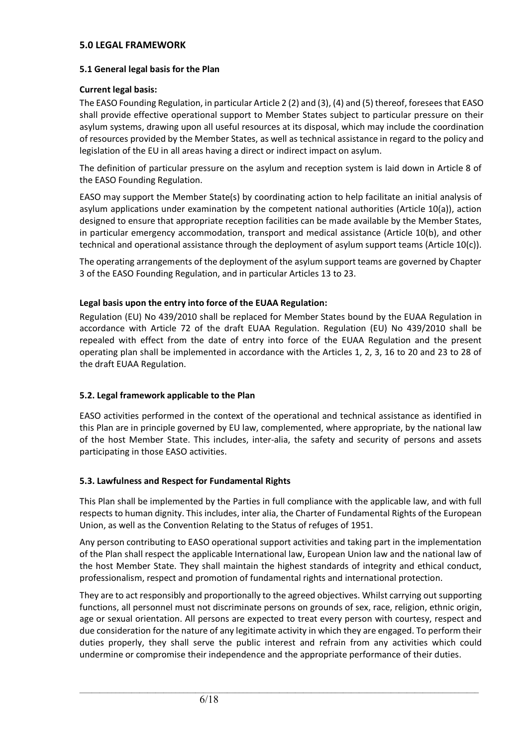## 5.0 LEGAL FRAMEWORK

### 5.1 General legal basis for the Plan

**Current legal basis:**

The EASO Founding Regulation, in particular Article 2 (2) and (3), (4) and (5) thereof, foresees that EASO shall provide effective operational support to Member States subject to particular pressure on their asylum systems, drawing upon all useful resources at its disposal, which may include the coordination of resources provided by the Member States, as well as technical assistance in regard to the policy and legislation of the EU in all areas having a direct or indirect impact on asylum.

The definition of particular pressure on the asylum and reception system is laid down in Article 8 of the EASO Founding Regulation.

EASO may support the Member State(s) by coordinating action to help facilitate an initial analysis of asylum applications under examination by the competent national authorities (Article 10(a)), action designed to ensure that appropriate reception facilities can be made available by the Member States, in particular emergency accommodation, transport and medical assistance (Article 10(b), and other technical and operational assistance through the deployment of asylum support teams (Article 10(c)).

The operating arrangements of the deployment of the asylum support teams are governed by Chapter 3 of the EASO Founding Regulation, and in particular Articles 13 to 23.

**Legal basis upon the entry into force of the EUAA Regulation:**

Regulation (EU) No 439/2010 shall be replaced for Member States bound by the EUAA Regulation in accordance with Article 72 of the draft EUAA Regulation. Regulation (EU) No 439/2010 shall be repealed with effect from the date of entry into force of the EUAA Regulation and the present operating plan shall be implemented in accordance with the Articles 1, 2, 3, 16 to 20 and 23 to 28 of the draft EUAA Regulation.

### 5.2. Legal framework applicable to the Plan

EASO activities performed in the context of the operational and technical assistance as identified in this Plan are in principle governed by EU law, complemented, where appropriate, by the national law of the host Member State. This includes, inter-alia, the safety and security of persons and assets participating in those EASO activities.

### 5.3. Lawfulness and Respect for Fundamental Rights

This Plan shall be implemented by the Parties in full compliance with the applicable law, and with full respects to human dignity. This includes, inter alia, the Charter of Fundamental Rights of the European Union, as well as the Convention Relating to the Status of refuges of 1951.

Any person contributing to EASO operational support activities and taking part in the implementation of the Plan shall respect the applicable International law, European Union law and the national law of the host Member State. They shall maintain the highest standards of integrity and ethical conduct, professionalism, respect and promotion of fundamental rights and international protection.

They are to act responsibly and proportionally to the agreed objectives. Whilst carrying out supporting functions, all personnel must not discriminate persons on grounds of sex, race, religion, ethnic origin, age or sexual orientation. All persons are expected to treat every person with courtesy, respect and due consideration for the nature of any legitimate activity in which they are engaged. To perform their duties properly, they shall serve the public interest and refrain from any activities which could undermine or compromise their independence and the appropriate performance of their duties.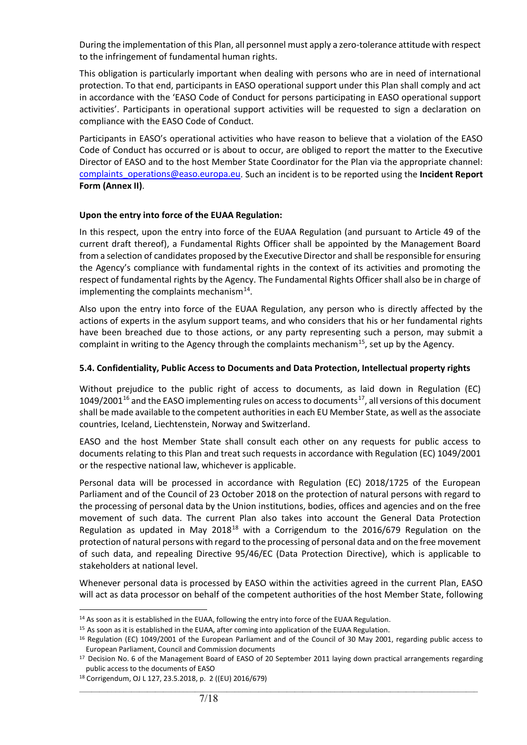During the implementation of this Plan, all personnel must apply a zero-tolerance attitude with respect to the infringement of fundamental human rights.

This obligation is particularly important when dealing with persons who are in need of international protection. To that end, participants in EASO operational support under this Plan shall comply and act in accordance with the 'EASO Code of Conduct for persons participating in EASO operational support activities'. Participants in operational support activities will be requested to sign a declaration on compliance with the EASO Code of Conduct.

Participants in EASO's operational activities who have reason to believe that a violation of the EASO Code of Conduct has occurred or is about to occur, are obliged to report the matter to the Executive Director of EASO and to the host Member State Coordinator for the Plan via the appropriate channel: complaints_operations@easo.europa.eu. Such an incident is to be reported using the **Incident Report Form (Annex II)**.

**Upon the entry into force of the EUAA Regulation:**

In this respect, upon the entry into force of the EUAA Regulation (and pursuant to Article 49 of the current draft thereof), a Fundamental Rights Officer shall be appointed by the Management Board from a selection of candidates proposed by the Executive Director and shall be responsible for ensuring the Agency's compliance with fundamental rights in the context of its activities and promoting the respect of fundamental rights by the Agency. The Fundamental Rights Officer shall also be in charge of implementing the complaints mechanism[14].

Also upon the entry into force of the EUAA Regulation, any person who is directly affected by the actions of experts in the asylum support teams, and who considers that his or her fundamental rights have been breached due to those actions, or any party representing such a person, may submit a complaint in writing to the Agency through the complaints mechanism[15], set up by the Agency.

### 5.4. Confidentiality, Public Access to Documents and Data Protection, Intellectual property rights

Without prejudice to the public right of access to documents, as laid down in Regulation (EC) 1049/2001[16] and the EASO implementing rules on access to documents[17], all versions of this document shall be made available to the competent authorities in each EU Member State, as well as the associate countries, Iceland, Liechtenstein, Norway and Switzerland.

EASO and the host Member State shall consult each other on any requests for public access to documents relating to this Plan and treat such requests in accordance with Regulation (EC) 1049/2001 or the respective national law, whichever is applicable.

Personal data will be processed in accordance with Regulation (EC) 2018/1725 of the European Parliament and of the Council of 23 October 2018 on the protection of natural persons with regard to the processing of personal data by the Union institutions, bodies, offices and agencies and on the free movement of such data. The current Plan also takes into account the General Data Protection Regulation as updated in May 2018[18] with a Corrigendum to the 2016/679 Regulation on the protection of natural persons with regard to the processing of personal data and on the free movement of such data, and repealing Directive 95/46/EC (Data Protection Directive), which is applicable to stakeholders at national level.

Whenever personal data is processed by EASO within the activities agreed in the current Plan, EASO will act as data processor on behalf of the competent authorities of the host Member State, following

---

[14] As soon as it is established in the EUAA, following the entry into force of the EUAA Regulation.

[15] As soon as it is established in the EUAA, after coming into application of the EUAA Regulation.

[16] Regulation (EC) 1049/2001 of the European Parliament and of the Council of 30 May 2001, regarding public access to European Parliament, Council and Commission documents

[17] Decision No. 6 of the Management Board of EASO of 20 September 2011 laying down practical arrangements regarding public access to the documents of EASO

[18] Corrigendum, OJ L 127, 23.5.2018, p. 2 ((EU) 2016/679)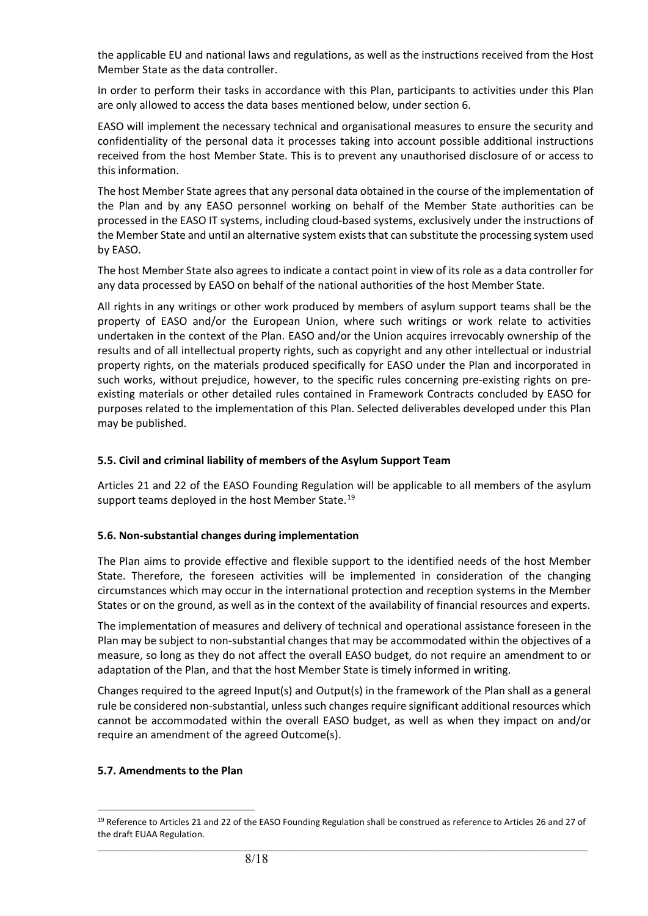the applicable EU and national laws and regulations, as well as the instructions received from the Host Member State as the data controller.

In order to perform their tasks in accordance with this Plan, participants to activities under this Plan are only allowed to access the data bases mentioned below, under section 6.

EASO will implement the necessary technical and organisational measures to ensure the security and confidentiality of the personal data it processes taking into account possible additional instructions received from the host Member State. This is to prevent any unauthorised disclosure of or access to this information.

The host Member State agrees that any personal data obtained in the course of the implementation of the Plan and by any EASO personnel working on behalf of the Member State authorities can be processed in the EASO IT systems, including cloud-based systems, exclusively under the instructions of the Member State and until an alternative system exists that can substitute the processing system used by EASO.

The host Member State also agrees to indicate a contact point in view of its role as a data controller for any data processed by EASO on behalf of the national authorities of the host Member State.

All rights in any writings or other work produced by members of asylum support teams shall be the property of EASO and/or the European Union, where such writings or work relate to activities undertaken in the context of the Plan. EASO and/or the Union acquires irrevocably ownership of the results and of all intellectual property rights, such as copyright and any other intellectual or industrial property rights, on the materials produced specifically for EASO under the Plan and incorporated in such works, without prejudice, however, to the specific rules concerning pre-existing rights on pre-existing materials or other detailed rules contained in Framework Contracts concluded by EASO for purposes related to the implementation of this Plan. Selected deliverables developed under this Plan may be published.

### 5.5. Civil and criminal liability of members of the Asylum Support Team

Articles 21 and 22 of the EASO Founding Regulation will be applicable to all members of the asylum support teams deployed in the host Member State.[19]

### 5.6. Non-substantial changes during implementation

The Plan aims to provide effective and flexible support to the identified needs of the host Member State. Therefore, the foreseen activities will be implemented in consideration of the changing circumstances which may occur in the international protection and reception systems in the Member States or on the ground, as well as in the context of the availability of financial resources and experts.

The implementation of measures and delivery of technical and operational assistance foreseen in the Plan may be subject to non-substantial changes that may be accommodated within the objectives of a measure, so long as they do not affect the overall EASO budget, do not require an amendment to or adaptation of the Plan, and that the host Member State is timely informed in writing.

Changes required to the agreed Input(s) and Output(s) in the framework of the Plan shall as a general rule be considered non-substantial, unless such changes require significant additional resources which cannot be accommodated within the overall EASO budget, as well as when they impact on and/or require an amendment of the agreed Outcome(s).

### 5.7. Amendments to the Plan

[19] Reference to Articles 21 and 22 of the EASO Founding Regulation shall be construed as reference to Articles 26 and 27 of the draft EUAA Regulation.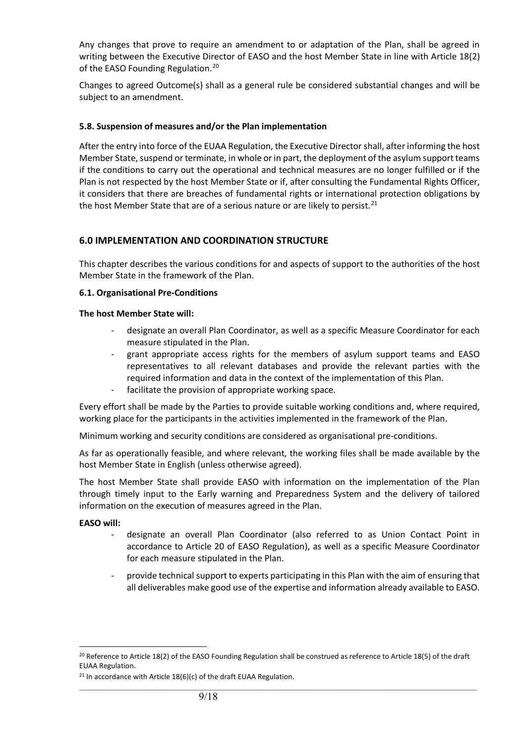Any changes that prove to require an amendment to or adaptation of the Plan, shall be agreed in writing between the Executive Director of EASO and the host Member State in line with Article 18(2) of the EASO Founding Regulation.[20]

Changes to agreed Outcome(s) shall as a general rule be considered substantial changes and will be subject to an amendment.

### 5.8. Suspension of measures and/or the Plan implementation

After the entry into force of the EUAA Regulation, the Executive Director shall, after informing the host Member State, suspend or terminate, in whole or in part, the deployment of the asylum support teams if the conditions to carry out the operational and technical measures are no longer fulfilled or if the Plan is not respected by the host Member State or if, after consulting the Fundamental Rights Officer, it considers that there are breaches of fundamental rights or international protection obligations by the host Member State that are of a serious nature or are likely to persist.[21]

## 6.0 IMPLEMENTATION AND COORDINATION STRUCTURE

This chapter describes the various conditions for and aspects of support to the authorities of the host Member State in the framework of the Plan.

### 6.1. Organisational Pre-Conditions

**The host Member State will:**

- designate an overall Plan Coordinator, as well as a specific Measure Coordinator for each measure stipulated in the Plan.
- grant appropriate access rights for the members of asylum support teams and EASO representatives to all relevant databases and provide the relevant parties with the required information and data in the context of the implementation of this Plan.
- facilitate the provision of appropriate working space.

Every effort shall be made by the Parties to provide suitable working conditions and, where required, working place for the participants in the activities implemented in the framework of the Plan.

Minimum working and security conditions are considered as organisational pre-conditions.

As far as operationally feasible, and where relevant, the working files shall be made available by the host Member State in English (unless otherwise agreed).

The host Member State shall provide EASO with information on the implementation of the Plan through timely input to the Early warning and Preparedness System and the delivery of tailored information on the execution of measures agreed in the Plan.

**EASO will:**

- designate an overall Plan Coordinator (also referred to as Union Contact Point in accordance to Article 20 of EASO Regulation), as well as a specific Measure Coordinator for each measure stipulated in the Plan.
- provide technical support to experts participating in this Plan with the aim of ensuring that all deliverables make good use of the expertise and information already available to EASO.

---

[20] Reference to Article 18(2) of the EASO Founding Regulation shall be construed as reference to Article 18(5) of the draft EUAA Regulation.

[21] In accordance with Article 18(6)(c) of the draft EUAA Regulation.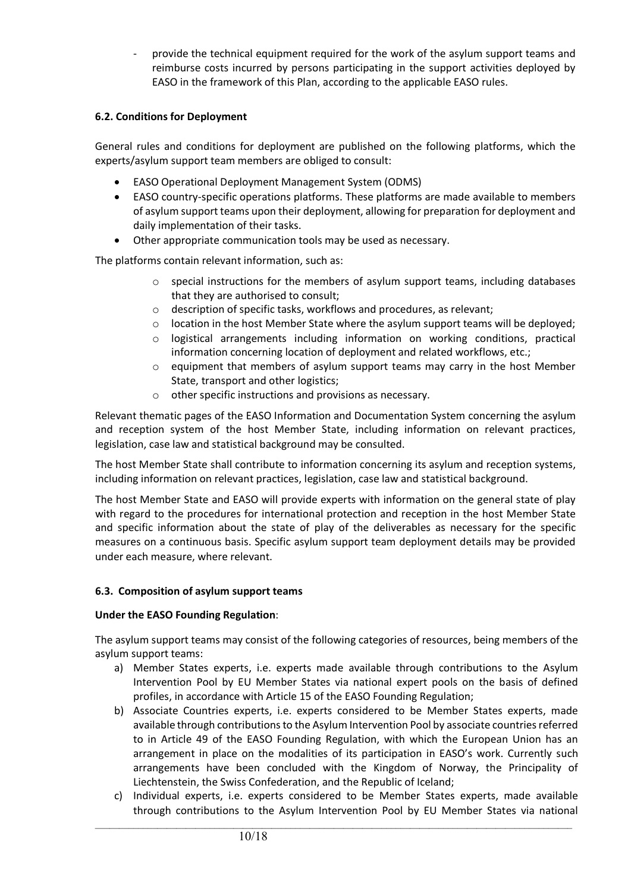- provide the technical equipment required for the work of the asylum support teams and reimburse costs incurred by persons participating in the support activities deployed by EASO in the framework of this Plan, according to the applicable EASO rules.

### 6.2. Conditions for Deployment

General rules and conditions for deployment are published on the following platforms, which the experts/asylum support team members are obliged to consult:

- EASO Operational Deployment Management System (ODMS)
- EASO country-specific operations platforms. These platforms are made available to members of asylum support teams upon their deployment, allowing for preparation for deployment and daily implementation of their tasks.
- Other appropriate communication tools may be used as necessary.

The platforms contain relevant information, such as:

- special instructions for the members of asylum support teams, including databases that they are authorised to consult;
- description of specific tasks, workflows and procedures, as relevant;
- location in the host Member State where the asylum support teams will be deployed;
- logistical arrangements including information on working conditions, practical information concerning location of deployment and related workflows, etc.;
- equipment that members of asylum support teams may carry in the host Member State, transport and other logistics;
- other specific instructions and provisions as necessary.

Relevant thematic pages of the EASO Information and Documentation System concerning the asylum and reception system of the host Member State, including information on relevant practices, legislation, case law and statistical background may be consulted.

The host Member State shall contribute to information concerning its asylum and reception systems, including information on relevant practices, legislation, case law and statistical background.

The host Member State and EASO will provide experts with information on the general state of play with regard to the procedures for international protection and reception in the host Member State and specific information about the state of play of the deliverables as necessary for the specific measures on a continuous basis. Specific asylum support team deployment details may be provided under each measure, where relevant.

### 6.3. Composition of asylum support teams

**Under the EASO Founding Regulation**:

The asylum support teams may consist of the following categories of resources, being members of the asylum support teams:

a) Member States experts, i.e. experts made available through contributions to the Asylum Intervention Pool by EU Member States via national expert pools on the basis of defined profiles, in accordance with Article 15 of the EASO Founding Regulation;
b) Associate Countries experts, i.e. experts considered to be Member States experts, made available through contributions to the Asylum Intervention Pool by associate countries referred to in Article 49 of the EASO Founding Regulation, with which the European Union has an arrangement in place on the modalities of its participation in EASO's work. Currently such arrangements have been concluded with the Kingdom of Norway, the Principality of Liechtenstein, the Swiss Confederation, and the Republic of Iceland;
c) Individual experts, i.e. experts considered to be Member States experts, made available through contributions to the Asylum Intervention Pool by EU Member States via national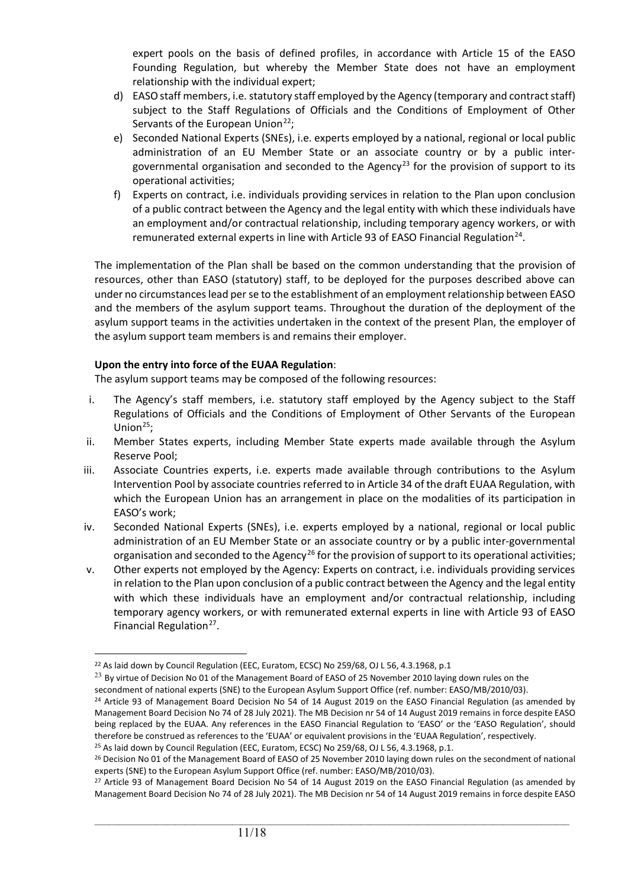expert pools on the basis of defined profiles, in accordance with Article 15 of the EASO Founding Regulation, but whereby the Member State does not have an employment relationship with the individual expert;

d) EASO staff members, i.e. statutory staff employed by the Agency (temporary and contract staff) subject to the Staff Regulations of Officials and the Conditions of Employment of Other Servants of the European Union[22];

e) Seconded National Experts (SNEs), i.e. experts employed by a national, regional or local public administration of an EU Member State or an associate country or by a public inter-governmental organisation and seconded to the Agency[23] for the provision of support to its operational activities;

f) Experts on contract, i.e. individuals providing services in relation to the Plan upon conclusion of a public contract between the Agency and the legal entity with which these individuals have an employment and/or contractual relationship, including temporary agency workers, or with remunerated external experts in line with Article 93 of EASO Financial Regulation[24].

The implementation of the Plan shall be based on the common understanding that the provision of resources, other than EASO (statutory) staff, to be deployed for the purposes described above can under no circumstances lead per se to the establishment of an employment relationship between EASO and the members of the asylum support teams. Throughout the duration of the deployment of the asylum support teams in the activities undertaken in the context of the present Plan, the employer of the asylum support team members is and remains their employer.

**Upon the entry into force of the EUAA Regulation**:

The asylum support teams may be composed of the following resources:

i. The Agency's staff members, i.e. statutory staff employed by the Agency subject to the Staff Regulations of Officials and the Conditions of Employment of Other Servants of the European Union[25];

ii. Member States experts, including Member State experts made available through the Asylum Reserve Pool;

iii. Associate Countries experts, i.e. experts made available through contributions to the Asylum Intervention Pool by associate countries referred to in Article 34 of the draft EUAA Regulation, with which the European Union has an arrangement in place on the modalities of its participation in EASO's work;

iv. Seconded National Experts (SNEs), i.e. experts employed by a national, regional or local public administration of an EU Member State or an associate country or by a public inter-governmental organisation and seconded to the Agency[26] for the provision of support to its operational activities;

v. Other experts not employed by the Agency: Experts on contract, i.e. individuals providing services in relation to the Plan upon conclusion of a public contract between the Agency and the legal entity with which these individuals have an employment and/or contractual relationship, including temporary agency workers, or with remunerated external experts in line with Article 93 of EASO Financial Regulation[27].

---

[22] As laid down by Council Regulation (EEC, Euratom, ECSC) No 259/68, OJ L 56, 4.3.1968, p.1

[23] By virtue of Decision No 01 of the Management Board of EASO of 25 November 2010 laying down rules on the secondment of national experts (SNE) to the European Asylum Support Office (ref. number: EASO/MB/2010/03).

[24] Article 93 of Management Board Decision No 54 of 14 August 2019 on the EASO Financial Regulation (as amended by Management Board Decision No 74 of 28 July 2021). The MB Decision nr 54 of 14 August 2019 remains in force despite EASO being replaced by the EUAA. Any references in the EASO Financial Regulation to 'EASO' or the 'EASO Regulation', should therefore be construed as references to the 'EUAA' or equivalent provisions in the 'EUAA Regulation', respectively.

[25] As laid down by Council Regulation (EEC, Euratom, ECSC) No 259/68, OJ L 56, 4.3.1968, p.1.

[26] Decision No 01 of the Management Board of EASO of 25 November 2010 laying down rules on the secondment of national experts (SNE) to the European Asylum Support Office (ref. number: EASO/MB/2010/03).

[27] Article 93 of Management Board Decision No 54 of 14 August 2019 on the EASO Financial Regulation (as amended by Management Board Decision No 74 of 28 July 2021). The MB Decision nr 54 of 14 August 2019 remains in force despite EASO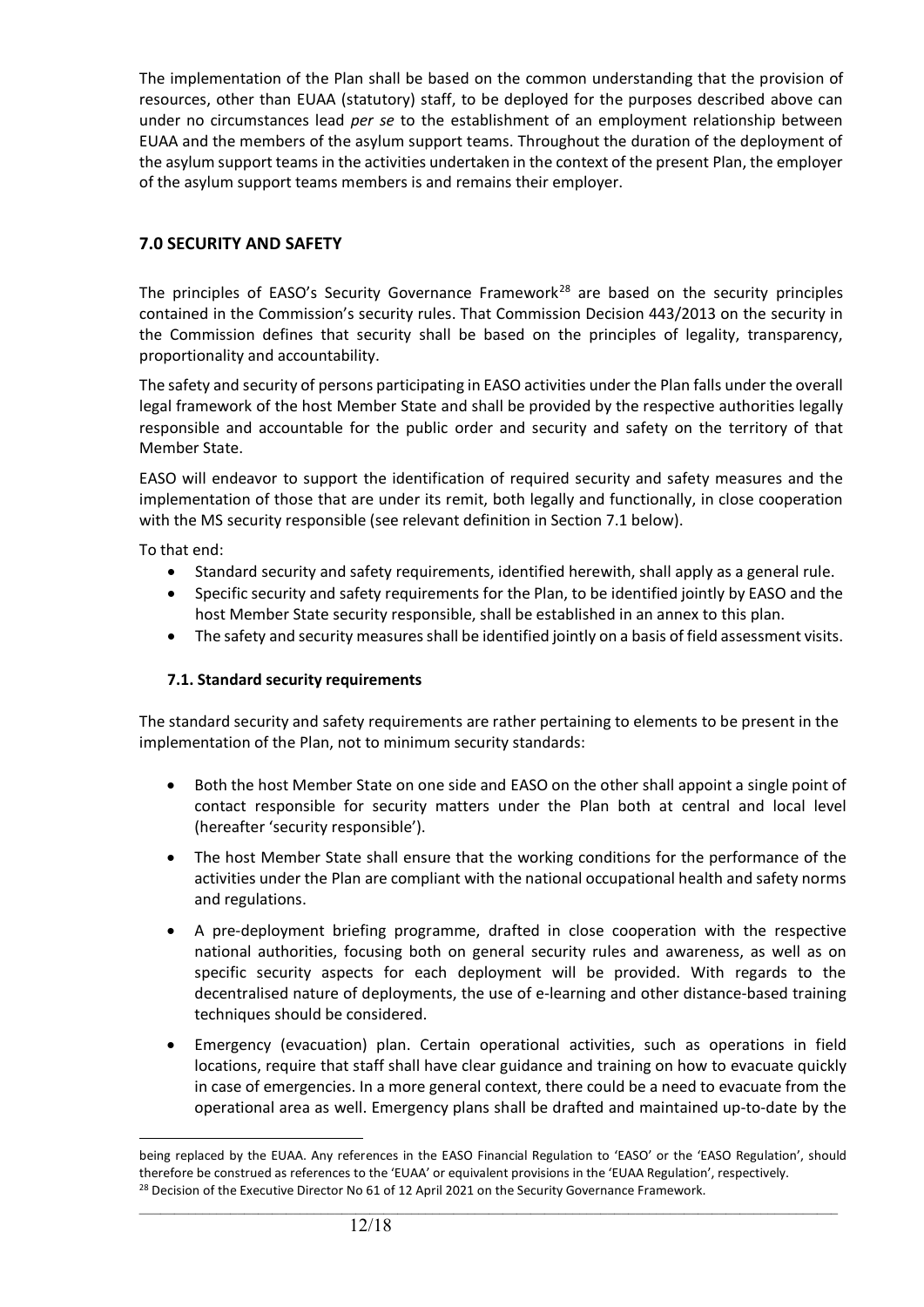The implementation of the Plan shall be based on the common understanding that the provision of resources, other than EUAA (statutory) staff, to be deployed for the purposes described above can under no circumstances lead *per se* to the establishment of an employment relationship between EUAA and the members of the asylum support teams. Throughout the duration of the deployment of the asylum support teams in the activities undertaken in the context of the present Plan, the employer of the asylum support teams members is and remains their employer.

## 7.0 SECURITY AND SAFETY

The principles of EASO's Security Governance Framework[28] are based on the security principles contained in the Commission's security rules. That Commission Decision 443/2013 on the security in the Commission defines that security shall be based on the principles of legality, transparency, proportionality and accountability.

The safety and security of persons participating in EASO activities under the Plan falls under the overall legal framework of the host Member State and shall be provided by the respective authorities legally responsible and accountable for the public order and security and safety on the territory of that Member State.

EASO will endeavor to support the identification of required security and safety measures and the implementation of those that are under its remit, both legally and functionally, in close cooperation with the MS security responsible (see relevant definition in Section 7.1 below).

To that end:

- Standard security and safety requirements, identified herewith, shall apply as a general rule.
- Specific security and safety requirements for the Plan, to be identified jointly by EASO and the host Member State security responsible, shall be established in an annex to this plan.
- The safety and security measures shall be identified jointly on a basis of field assessment visits.

### 7.1. Standard security requirements

The standard security and safety requirements are rather pertaining to elements to be present in the implementation of the Plan, not to minimum security standards:

- Both the host Member State on one side and EASO on the other shall appoint a single point of contact responsible for security matters under the Plan both at central and local level (hereafter 'security responsible').
- The host Member State shall ensure that the working conditions for the performance of the activities under the Plan are compliant with the national occupational health and safety norms and regulations.
- A pre-deployment briefing programme, drafted in close cooperation with the respective national authorities, focusing both on general security rules and awareness, as well as on specific security aspects for each deployment will be provided. With regards to the decentralised nature of deployments, the use of e-learning and other distance-based training techniques should be considered.
- Emergency (evacuation) plan. Certain operational activities, such as operations in field locations, require that staff shall have clear guidance and training on how to evacuate quickly in case of emergencies. In a more general context, there could be a need to evacuate from the operational area as well. Emergency plans shall be drafted and maintained up-to-date by the

---

being replaced by the EUAA. Any references in the EASO Financial Regulation to 'EASO' or the 'EASO Regulation', should therefore be construed as references to the 'EUAA' or equivalent provisions in the 'EUAA Regulation', respectively.

[28] Decision of the Executive Director No 61 of 12 April 2021 on the Security Governance Framework.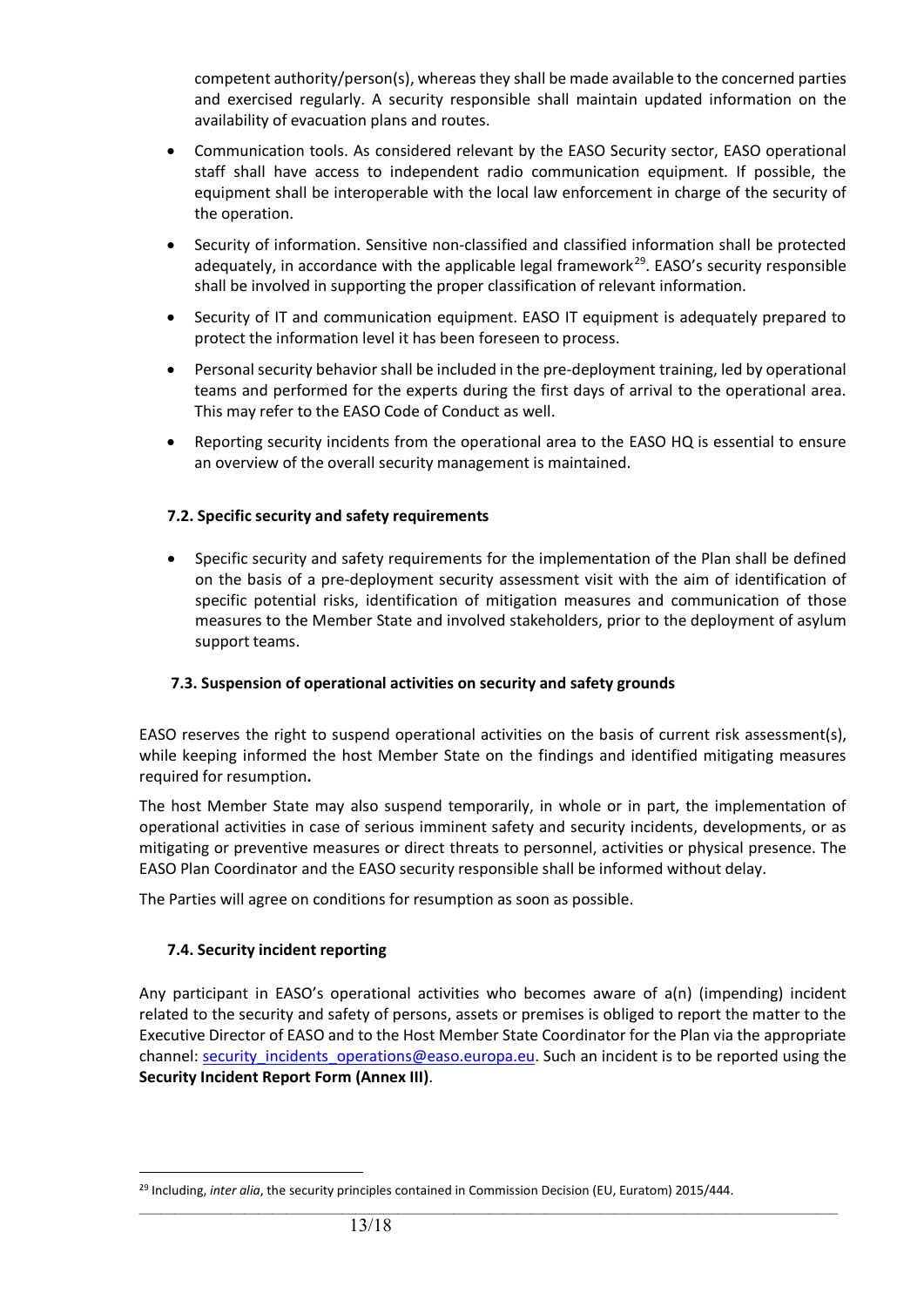competent authority/person(s), whereas they shall be made available to the concerned parties and exercised regularly. A security responsible shall maintain updated information on the availability of evacuation plans and routes.

- Communication tools. As considered relevant by the EASO Security sector, EASO operational staff shall have access to independent radio communication equipment. If possible, the equipment shall be interoperable with the local law enforcement in charge of the security of the operation.
- Security of information. Sensitive non-classified and classified information shall be protected adequately, in accordance with the applicable legal framework[29]. EASO's security responsible shall be involved in supporting the proper classification of relevant information.
- Security of IT and communication equipment. EASO IT equipment is adequately prepared to protect the information level it has been foreseen to process.
- Personal security behavior shall be included in the pre-deployment training, led by operational teams and performed for the experts during the first days of arrival to the operational area. This may refer to the EASO Code of Conduct as well.
- Reporting security incidents from the operational area to the EASO HQ is essential to ensure an overview of the overall security management is maintained.

### 7.2. Specific security and safety requirements

- Specific security and safety requirements for the implementation of the Plan shall be defined on the basis of a pre-deployment security assessment visit with the aim of identification of specific potential risks, identification of mitigation measures and communication of those measures to the Member State and involved stakeholders, prior to the deployment of asylum support teams.

### 7.3. Suspension of operational activities on security and safety grounds

EASO reserves the right to suspend operational activities on the basis of current risk assessment(s), while keeping informed the host Member State on the findings and identified mitigating measures required for resumption**.**

The host Member State may also suspend temporarily, in whole or in part, the implementation of operational activities in case of serious imminent safety and security incidents, developments, or as mitigating or preventive measures or direct threats to personnel, activities or physical presence. The EASO Plan Coordinator and the EASO security responsible shall be informed without delay.

The Parties will agree on conditions for resumption as soon as possible.

### 7.4. Security incident reporting

Any participant in EASO's operational activities who becomes aware of a(n) (impending) incident related to the security and safety of persons, assets or premises is obliged to report the matter to the Executive Director of EASO and to the Host Member State Coordinator for the Plan via the appropriate channel: security_incidents_operations@easo.europa.eu. Such an incident is to be reported using the **Security Incident Report Form (Annex III)**.

---

[29] Including, *inter alia*, the security principles contained in Commission Decision (EU, Euratom) 2015/444.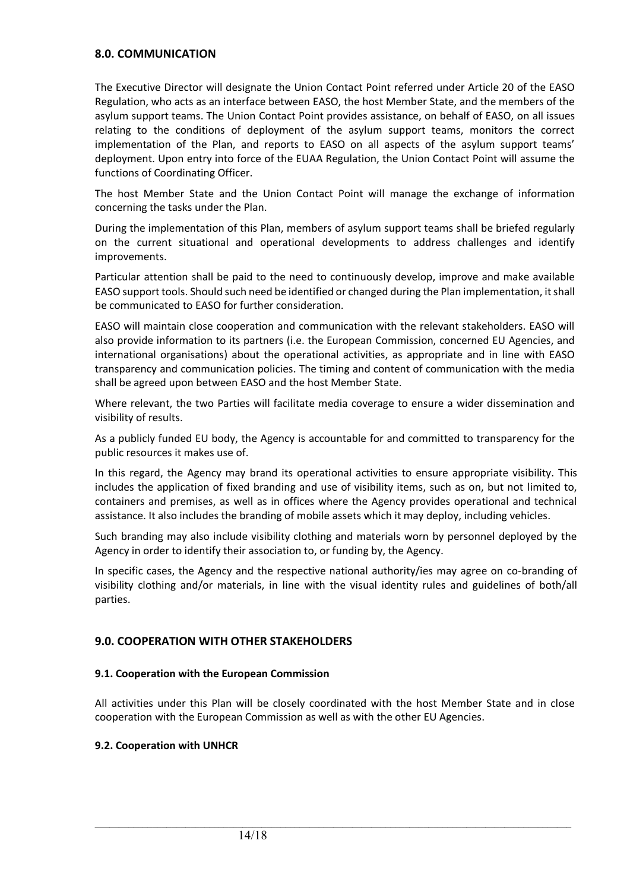## 8.0. COMMUNICATION

The Executive Director will designate the Union Contact Point referred under Article 20 of the EASO Regulation, who acts as an interface between EASO, the host Member State, and the members of the asylum support teams. The Union Contact Point provides assistance, on behalf of EASO, on all issues relating to the conditions of deployment of the asylum support teams, monitors the correct implementation of the Plan, and reports to EASO on all aspects of the asylum support teams' deployment. Upon entry into force of the EUAA Regulation, the Union Contact Point will assume the functions of Coordinating Officer.

The host Member State and the Union Contact Point will manage the exchange of information concerning the tasks under the Plan.

During the implementation of this Plan, members of asylum support teams shall be briefed regularly on the current situational and operational developments to address challenges and identify improvements.

Particular attention shall be paid to the need to continuously develop, improve and make available EASO support tools. Should such need be identified or changed during the Plan implementation, it shall be communicated to EASO for further consideration.

EASO will maintain close cooperation and communication with the relevant stakeholders. EASO will also provide information to its partners (i.e. the European Commission, concerned EU Agencies, and international organisations) about the operational activities, as appropriate and in line with EASO transparency and communication policies. The timing and content of communication with the media shall be agreed upon between EASO and the host Member State.

Where relevant, the two Parties will facilitate media coverage to ensure a wider dissemination and visibility of results.

As a publicly funded EU body, the Agency is accountable for and committed to transparency for the public resources it makes use of.

In this regard, the Agency may brand its operational activities to ensure appropriate visibility. This includes the application of fixed branding and use of visibility items, such as on, but not limited to, containers and premises, as well as in offices where the Agency provides operational and technical assistance. It also includes the branding of mobile assets which it may deploy, including vehicles.

Such branding may also include visibility clothing and materials worn by personnel deployed by the Agency in order to identify their association to, or funding by, the Agency.

In specific cases, the Agency and the respective national authority/ies may agree on co-branding of visibility clothing and/or materials, in line with the visual identity rules and guidelines of both/all parties.

## 9.0. COOPERATION WITH OTHER STAKEHOLDERS

### 9.1. Cooperation with the European Commission

All activities under this Plan will be closely coordinated with the host Member State and in close cooperation with the European Commission as well as with the other EU Agencies.

### 9.2. Cooperation with UNHCR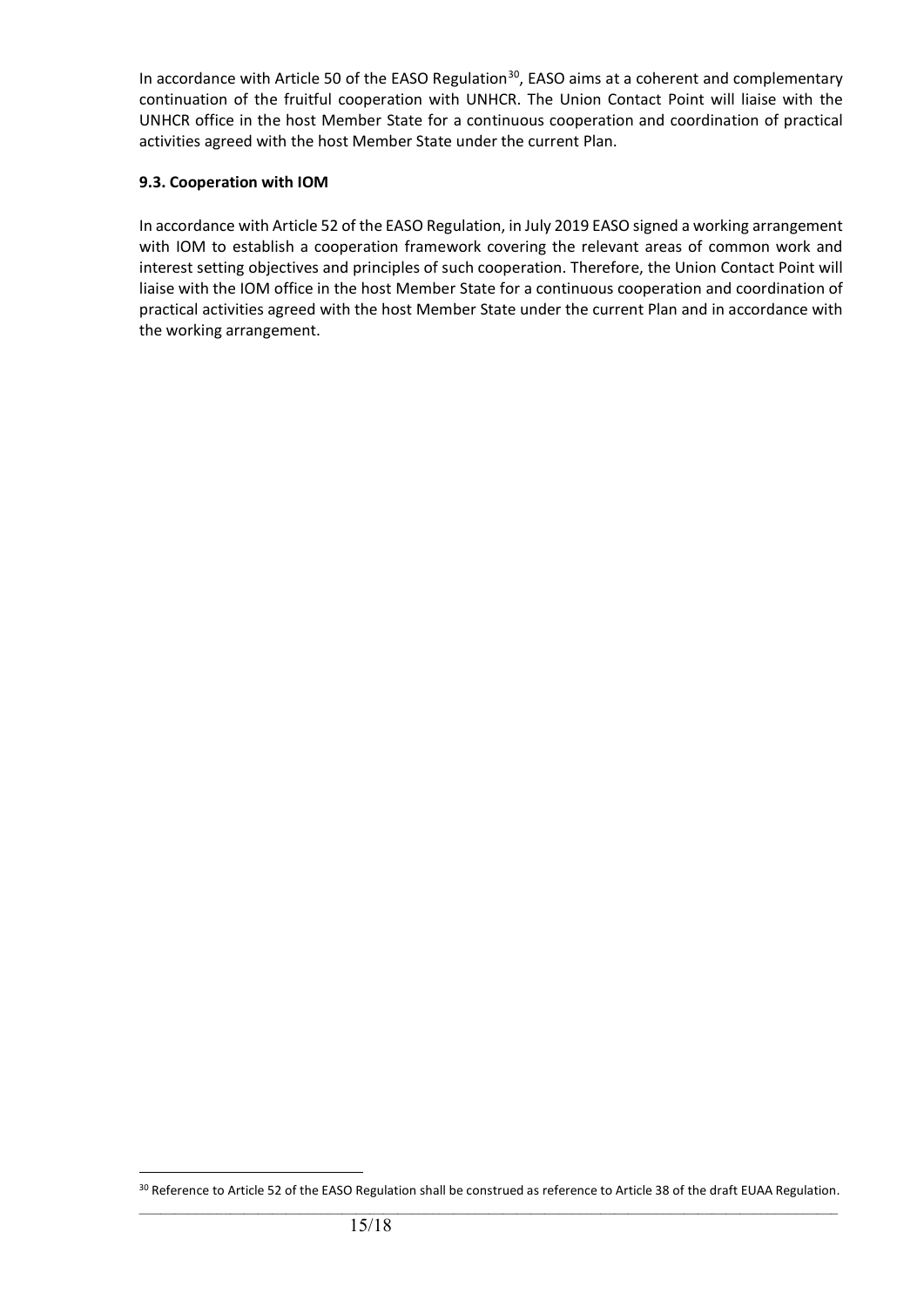In accordance with Article 50 of the EASO Regulation[30], EASO aims at a coherent and complementary continuation of the fruitful cooperation with UNHCR. The Union Contact Point will liaise with the UNHCR office in the host Member State for a continuous cooperation and coordination of practical activities agreed with the host Member State under the current Plan.

### 9.3. Cooperation with IOM

In accordance with Article 52 of the EASO Regulation, in July 2019 EASO signed a working arrangement with IOM to establish a cooperation framework covering the relevant areas of common work and interest setting objectives and principles of such cooperation. Therefore, the Union Contact Point will liaise with the IOM office in the host Member State for a continuous cooperation and coordination of practical activities agreed with the host Member State under the current Plan and in accordance with the working arrangement.

---

[30] Reference to Article 52 of the EASO Regulation shall be construed as reference to Article 38 of the draft EUAA Regulation.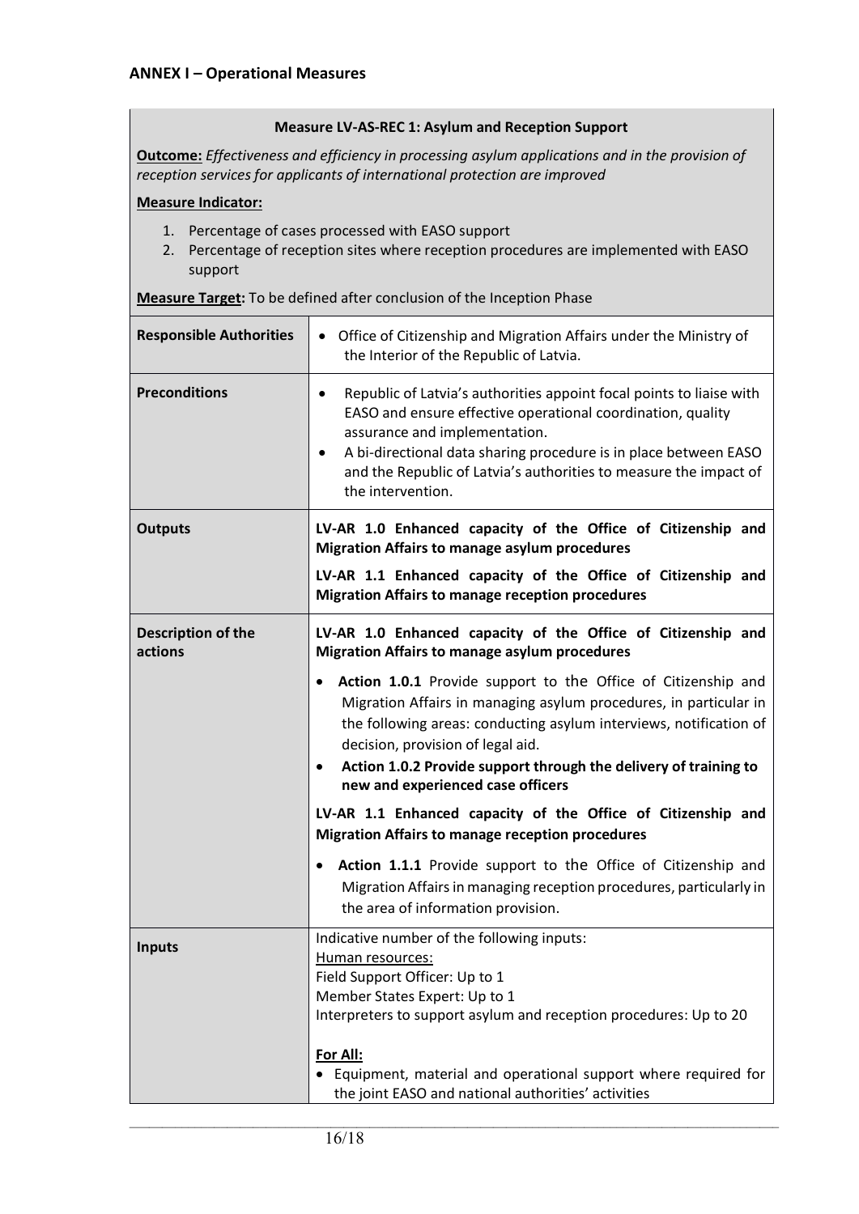## ANNEX I – Operational Measures

| **Measure LV-AS-REC 1: Asylum and Reception Support** | |
|---|---|
| **Outcome:** *Effectiveness and efficiency in processing asylum applications and in the provision of reception services for applicants of international protection are improved*<br><br>**Measure Indicator:**<br>1. Percentage of cases processed with EASO support<br>2. Percentage of reception sites where reception procedures are implemented with EASO support<br><br>**Measure Target:** To be defined after conclusion of the Inception Phase | |
| **Responsible Authorities** | • Office of Citizenship and Migration Affairs under the Ministry of the Interior of the Republic of Latvia. |
| **Preconditions** | • Republic of Latvia's authorities appoint focal points to liaise with EASO and ensure effective operational coordination, quality assurance and implementation.<br>• A bi-directional data sharing procedure is in place between EASO and the Republic of Latvia's authorities to measure the impact of the intervention. |
| **Outputs** | **LV-AR 1.0 Enhanced capacity of the Office of Citizenship and Migration Affairs to manage asylum procedures**<br><br>**LV-AR 1.1 Enhanced capacity of the Office of Citizenship and Migration Affairs to manage reception procedures** |
| **Description of the actions** | **LV-AR 1.0 Enhanced capacity of the Office of Citizenship and Migration Affairs to manage asylum procedures**<br><br>• **Action 1.0.1** Provide support to the Office of Citizenship and Migration Affairs in managing asylum procedures, in particular in the following areas: conducting asylum interviews, notification of decision, provision of legal aid.<br>• **Action 1.0.2 Provide support through the delivery of training to new and experienced case officers**<br><br>**LV-AR 1.1 Enhanced capacity of the Office of Citizenship and Migration Affairs to manage reception procedures**<br><br>• **Action 1.1.1** Provide support to the Office of Citizenship and Migration Affairs in managing reception procedures, particularly in the area of information provision. |
| **Inputs** | Indicative number of the following inputs:<br><u>Human resources:</u><br>Field Support Officer: Up to 1<br>Member States Expert: Up to 1<br>Interpreters to support asylum and reception procedures: Up to 20<br><br>**<u>For All:</u>**<br>• Equipment, material and operational support where required for the joint EASO and national authorities' activities |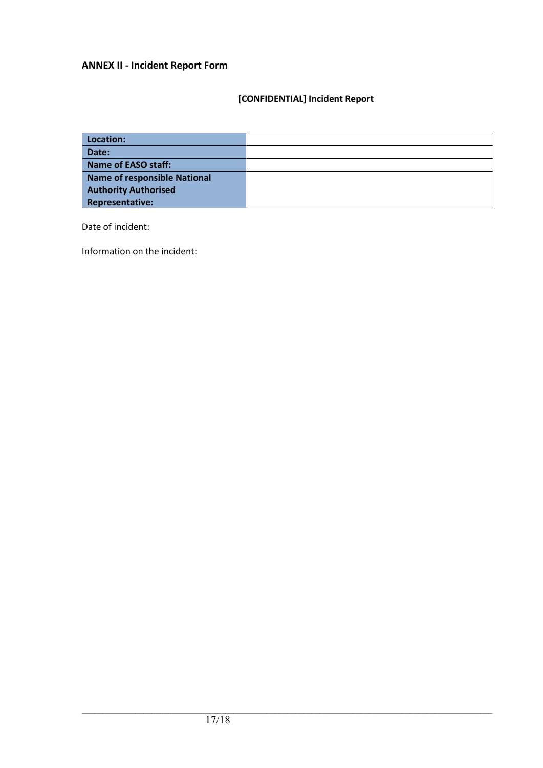**ANNEX II - Incident Report Form**

**[CONFIDENTIAL] Incident Report**

| **Location:** | |
|---|---|
| **Date:** | |
| **Name of EASO staff:** | |
| **Name of responsible National Authority Authorised Representative:** | |

Date of incident:

Information on the incident: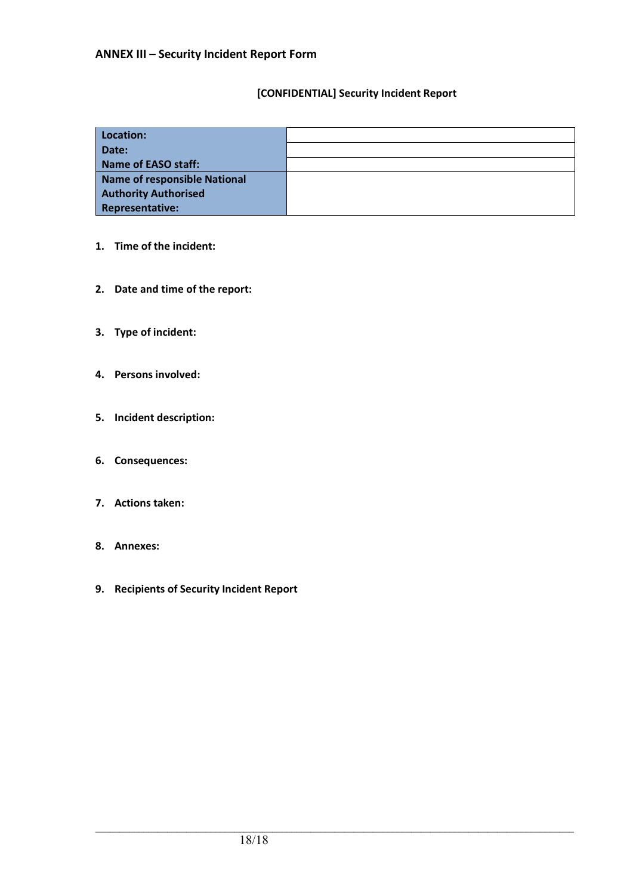## ANNEX III – Security Incident Report Form

**[CONFIDENTIAL] Security Incident Report**

| | |
|---|---|
| **Location:** | |
| **Date:** | |
| **Name of EASO staff:** | |
| **Name of responsible National Authority Authorised Representative:** | |

1. **Time of the incident:**

2. **Date and time of the report:**

3. **Type of incident:**

4. **Persons involved:**

5. **Incident description:**

6. **Consequences:**

7. **Actions taken:**

8. **Annexes:**

9. **Recipients of Security Incident Report**